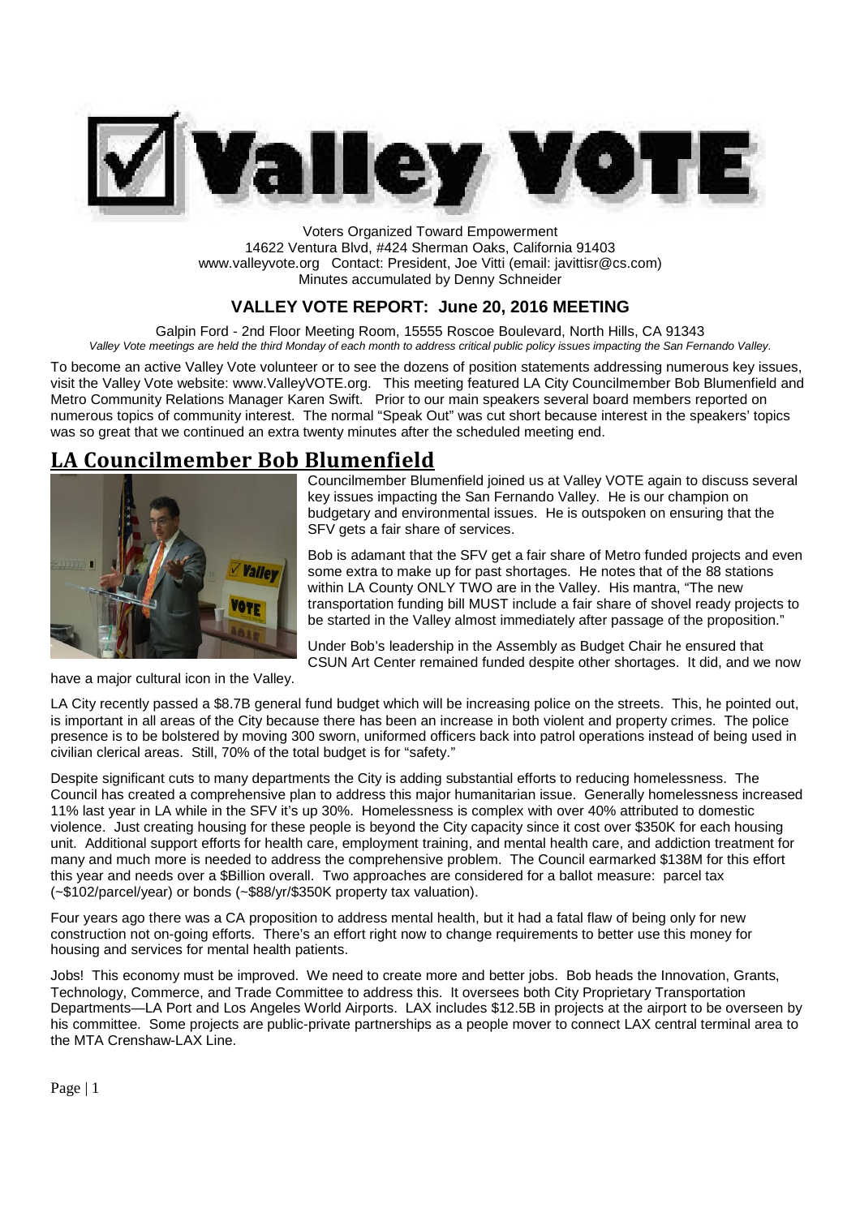# Valley VOTE

Voters Organized Toward Empowerment
14622 Ventura Blvd, #424 Sherman Oaks, California 91403
www.valleyvote.org Contact: President, Joe Vitti (email: javittisr@cs.com)
Minutes accumulated by Denny Schneider

## VALLEY VOTE REPORT: June 20, 2016 MEETING

Galpin Ford - 2nd Floor Meeting Room, 15555 Roscoe Boulevard, North Hills, CA 91343
*Valley Vote meetings are held the third Monday of each month to address critical public policy issues impacting the San Fernando Valley.*

To become an active Valley Vote volunteer or to see the dozens of position statements addressing numerous key issues, visit the Valley Vote website: www.ValleyVOTE.org. This meeting featured LA City Councilmember Bob Blumenfield and Metro Community Relations Manager Karen Swift. Prior to our main speakers several board members reported on numerous topics of community interest. The normal "Speak Out" was cut short because interest in the speakers' topics was so great that we continued an extra twenty minutes after the scheduled meeting end.

## LA Councilmember Bob Blumenfield

Councilmember Blumenfield joined us at Valley VOTE again to discuss several key issues impacting the San Fernando Valley. He is our champion on budgetary and environmental issues. He is outspoken on ensuring that the SFV gets a fair share of services.

Bob is adamant that the SFV get a fair share of Metro funded projects and even some extra to make up for past shortages. He notes that of the 88 stations within LA County ONLY TWO are in the Valley. His mantra, "The new transportation funding bill MUST include a fair share of shovel ready projects to be started in the Valley almost immediately after passage of the proposition."

Under Bob's leadership in the Assembly as Budget Chair he ensured that CSUN Art Center remained funded despite other shortages. It did, and we now have a major cultural icon in the Valley.

LA City recently passed a $8.7B general fund budget which will be increasing police on the streets. This, he pointed out, is important in all areas of the City because there has been an increase in both violent and property crimes. The police presence is to be bolstered by moving 300 sworn, uniformed officers back into patrol operations instead of being used in civilian clerical areas. Still, 70% of the total budget is for "safety."

Despite significant cuts to many departments the City is adding substantial efforts to reducing homelessness. The Council has created a comprehensive plan to address this major humanitarian issue. Generally homelessness increased 11% last year in LA while in the SFV it's up 30%. Homelessness is complex with over 40% attributed to domestic violence. Just creating housing for these people is beyond the City capacity since it cost over $350K for each housing unit. Additional support efforts for health care, employment training, and mental health care, and addiction treatment for many and much more is needed to address the comprehensive problem. The Council earmarked $138M for this effort this year and needs over a $Billion overall. Two approaches are considered for a ballot measure: parcel tax (~$102/parcel/year) or bonds (~$88/yr/$350K property tax valuation).

Four years ago there was a CA proposition to address mental health, but it had a fatal flaw of being only for new construction not on-going efforts. There's an effort right now to change requirements to better use this money for housing and services for mental health patients.

Jobs! This economy must be improved. We need to create more and better jobs. Bob heads the Innovation, Grants, Technology, Commerce, and Trade Committee to address this. It oversees both City Proprietary Transportation Departments—LA Port and Los Angeles World Airports. LAX includes $12.5B in projects at the airport to be overseen by his committee. Some projects are public-private partnerships as a people mover to connect LAX central terminal area to the MTA Crenshaw-LAX Line.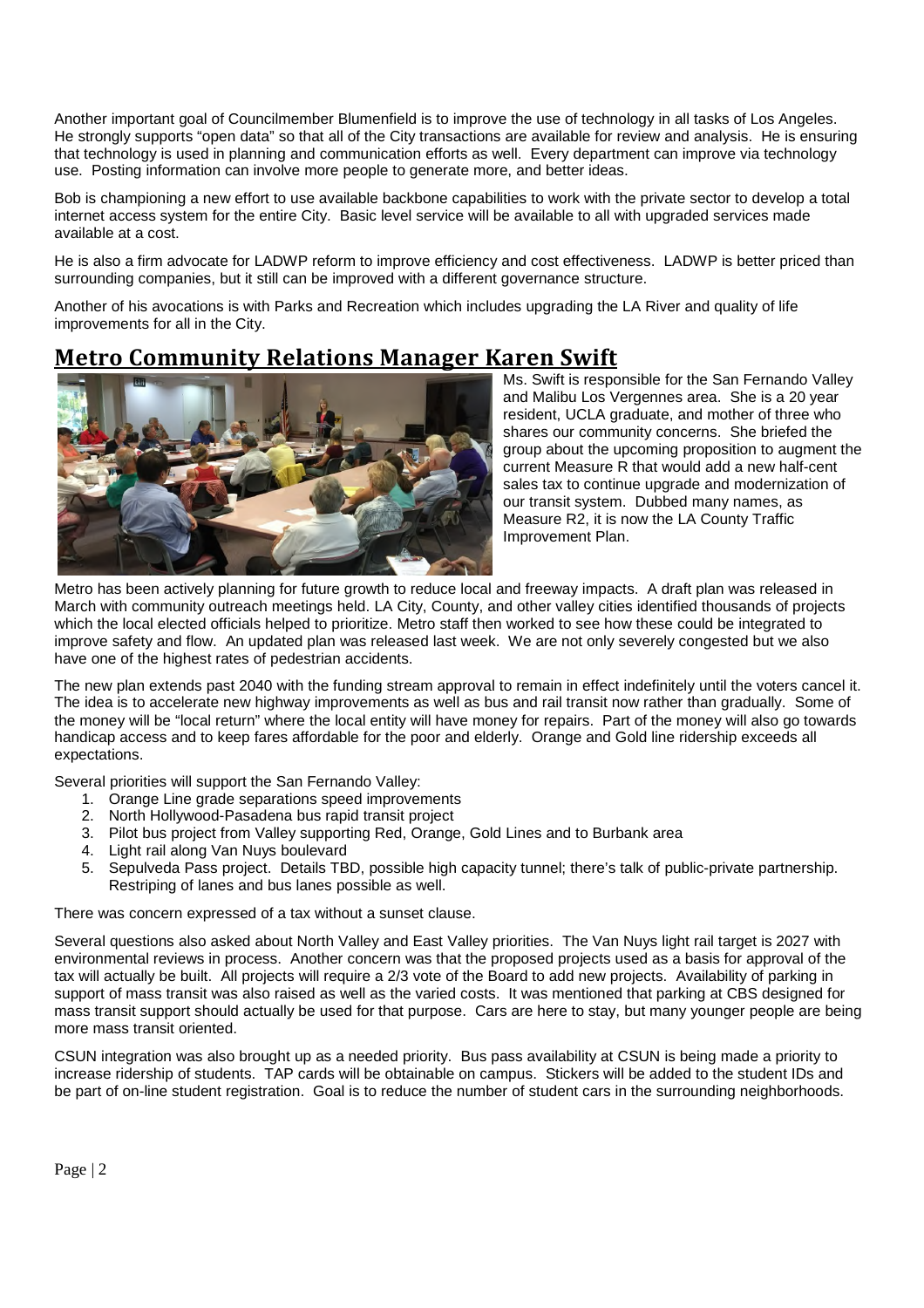Another important goal of Councilmember Blumenfield is to improve the use of technology in all tasks of Los Angeles. He strongly supports "open data" so that all of the City transactions are available for review and analysis. He is ensuring that technology is used in planning and communication efforts as well. Every department can improve via technology use. Posting information can involve more people to generate more, and better ideas.

Bob is championing a new effort to use available backbone capabilities to work with the private sector to develop a total internet access system for the entire City. Basic level service will be available to all with upgraded services made available at a cost.

He is also a firm advocate for LADWP reform to improve efficiency and cost effectiveness. LADWP is better priced than surrounding companies, but it still can be improved with a different governance structure.

Another of his avocations is with Parks and Recreation which includes upgrading the LA River and quality of life improvements for all in the City.

## Metro Community Relations Manager Karen Swift

Ms. Swift is responsible for the San Fernando Valley and Malibu Los Vergennes area. She is a 20 year resident, UCLA graduate, and mother of three who shares our community concerns. She briefed the group about the upcoming proposition to augment the current Measure R that would add a new half-cent sales tax to continue upgrade and modernization of our transit system. Dubbed many names, as Measure R2, it is now the LA County Traffic Improvement Plan.

Metro has been actively planning for future growth to reduce local and freeway impacts. A draft plan was released in March with community outreach meetings held. LA City, County, and other valley cities identified thousands of projects which the local elected officials helped to prioritize. Metro staff then worked to see how these could be integrated to improve safety and flow. An updated plan was released last week. We are not only severely congested but we also have one of the highest rates of pedestrian accidents.

The new plan extends past 2040 with the funding stream approval to remain in effect indefinitely until the voters cancel it. The idea is to accelerate new highway improvements as well as bus and rail transit now rather than gradually. Some of the money will be "local return" where the local entity will have money for repairs. Part of the money will also go towards handicap access and to keep fares affordable for the poor and elderly. Orange and Gold line ridership exceeds all expectations.

Several priorities will support the San Fernando Valley:

1. Orange Line grade separations speed improvements
2. North Hollywood-Pasadena bus rapid transit project
3. Pilot bus project from Valley supporting Red, Orange, Gold Lines and to Burbank area
4. Light rail along Van Nuys boulevard
5. Sepulveda Pass project. Details TBD, possible high capacity tunnel; there's talk of public-private partnership. Restriping of lanes and bus lanes possible as well.

There was concern expressed of a tax without a sunset clause.

Several questions also asked about North Valley and East Valley priorities. The Van Nuys light rail target is 2027 with environmental reviews in process. Another concern was that the proposed projects used as a basis for approval of the tax will actually be built. All projects will require a 2/3 vote of the Board to add new projects. Availability of parking in support of mass transit was also raised as well as the varied costs. It was mentioned that parking at CBS designed for mass transit support should actually be used for that purpose. Cars are here to stay, but many younger people are being more mass transit oriented.

CSUN integration was also brought up as a needed priority. Bus pass availability at CSUN is being made a priority to increase ridership of students. TAP cards will be obtainable on campus. Stickers will be added to the student IDs and be part of on-line student registration. Goal is to reduce the number of student cars in the surrounding neighborhoods.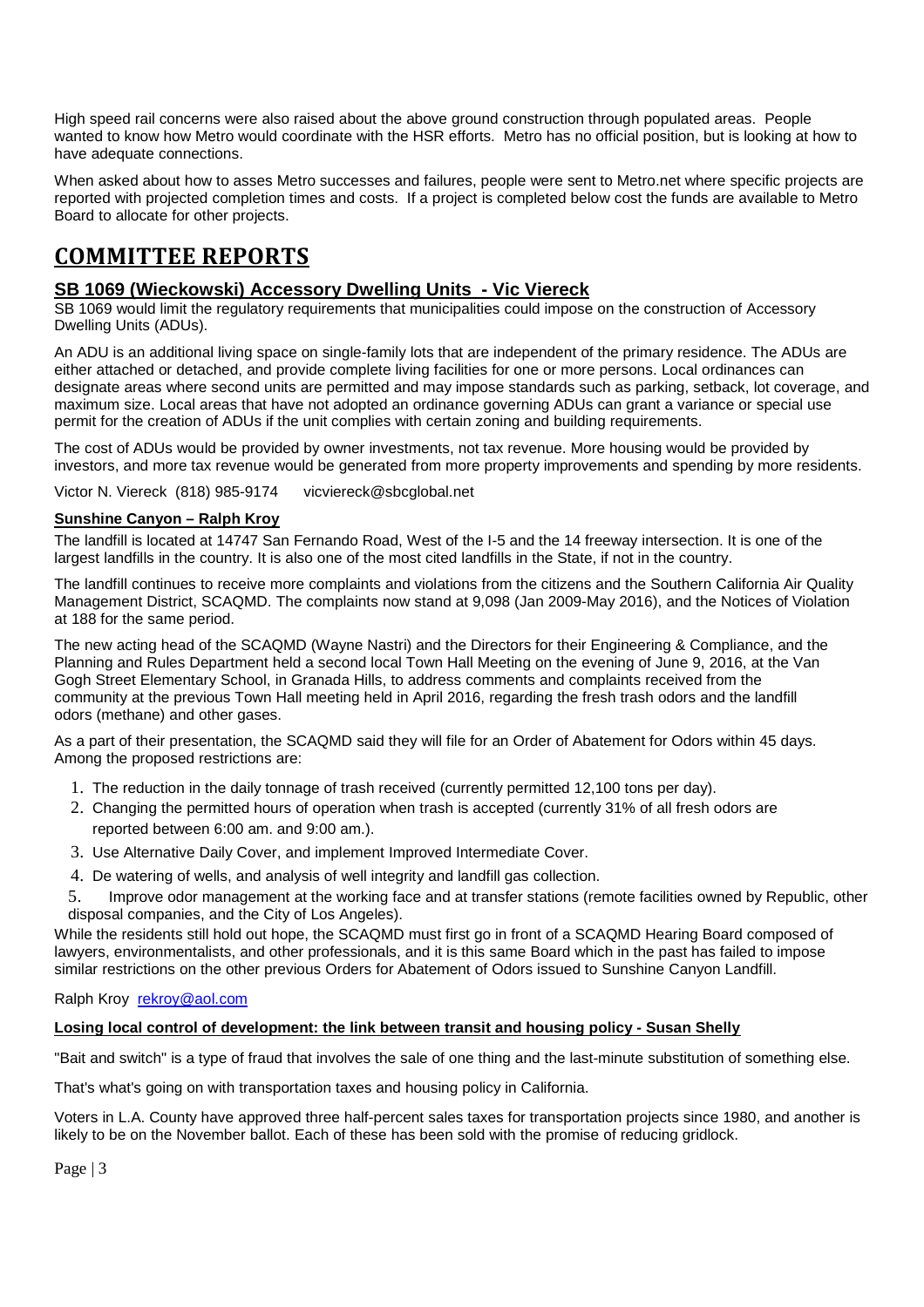High speed rail concerns were also raised about the above ground construction through populated areas. People wanted to know how Metro would coordinate with the HSR efforts. Metro has no official position, but is looking at how to have adequate connections.

When asked about how to asses Metro successes and failures, people were sent to Metro.net where specific projects are reported with projected completion times and costs. If a project is completed below cost the funds are available to Metro Board to allocate for other projects.

# COMMITTEE REPORTS

## SB 1069 (Wieckowski) Accessory Dwelling Units - Vic Viereck

SB 1069 would limit the regulatory requirements that municipalities could impose on the construction of Accessory Dwelling Units (ADUs).

An ADU is an additional living space on single-family lots that are independent of the primary residence. The ADUs are either attached or detached, and provide complete living facilities for one or more persons. Local ordinances can designate areas where second units are permitted and may impose standards such as parking, setback, lot coverage, and maximum size. Local areas that have not adopted an ordinance governing ADUs can grant a variance or special use permit for the creation of ADUs if the unit complies with certain zoning and building requirements.

The cost of ADUs would be provided by owner investments, not tax revenue. More housing would be provided by investors, and more tax revenue would be generated from more property improvements and spending by more residents.

Victor N. Viereck (818) 985-9174 vicviereck@sbcglobal.net

### Sunshine Canyon – Ralph Kroy

The landfill is located at 14747 San Fernando Road, West of the I-5 and the 14 freeway intersection. It is one of the largest landfills in the country. It is also one of the most cited landfills in the State, if not in the country.

The landfill continues to receive more complaints and violations from the citizens and the Southern California Air Quality Management District, SCAQMD. The complaints now stand at 9,098 (Jan 2009-May 2016), and the Notices of Violation at 188 for the same period.

The new acting head of the SCAQMD (Wayne Nastri) and the Directors for their Engineering & Compliance, and the Planning and Rules Department held a second local Town Hall Meeting on the evening of June 9, 2016, at the Van Gogh Street Elementary School, in Granada Hills, to address comments and complaints received from the community at the previous Town Hall meeting held in April 2016, regarding the fresh trash odors and the landfill odors (methane) and other gases.

As a part of their presentation, the SCAQMD said they will file for an Order of Abatement for Odors within 45 days. Among the proposed restrictions are:

1. The reduction in the daily tonnage of trash received (currently permitted 12,100 tons per day).
2. Changing the permitted hours of operation when trash is accepted (currently 31% of all fresh odors are reported between 6:00 am. and 9:00 am.).
3. Use Alternative Daily Cover, and implement Improved Intermediate Cover.
4. De watering of wells, and analysis of well integrity and landfill gas collection.
5. Improve odor management at the working face and at transfer stations (remote facilities owned by Republic, other disposal companies, and the City of Los Angeles).

While the residents still hold out hope, the SCAQMD must first go in front of a SCAQMD Hearing Board composed of lawyers, environmentalists, and other professionals, and it is this same Board which in the past has failed to impose similar restrictions on the other previous Orders for Abatement of Odors issued to Sunshine Canyon Landfill.

Ralph Kroy rekroy@aol.com

### Losing local control of development: the link between transit and housing policy - Susan Shelly

"Bait and switch" is a type of fraud that involves the sale of one thing and the last-minute substitution of something else.

That's what's going on with transportation taxes and housing policy in California.

Voters in L.A. County have approved three half-percent sales taxes for transportation projects since 1980, and another is likely to be on the November ballot. Each of these has been sold with the promise of reducing gridlock.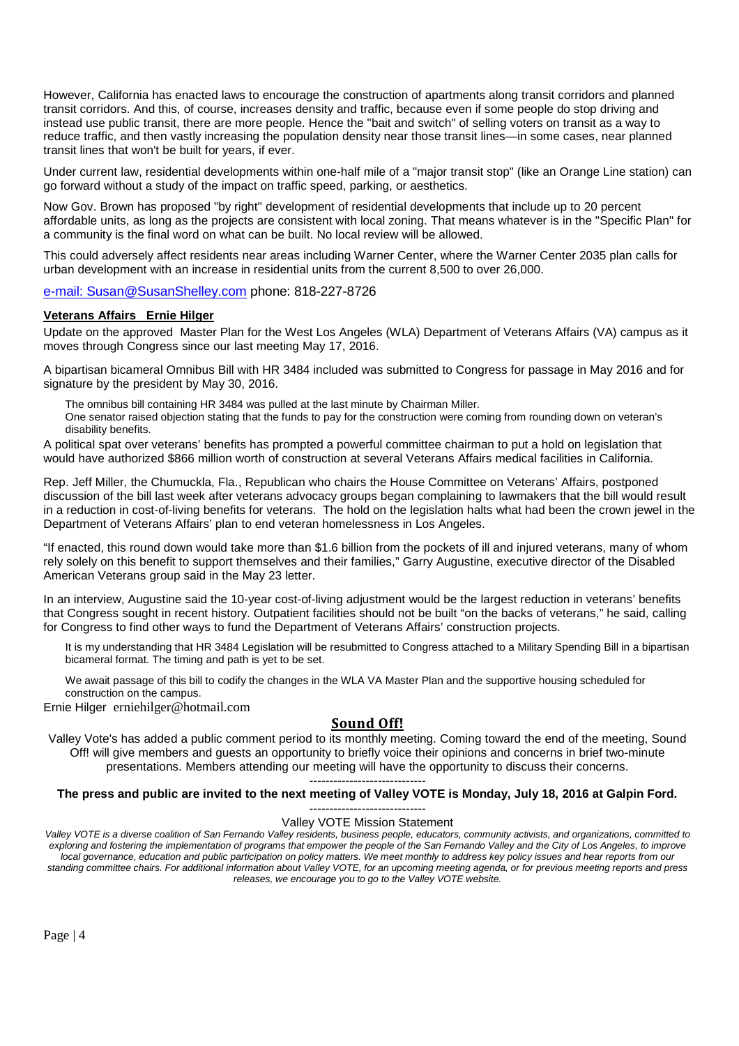However, California has enacted laws to encourage the construction of apartments along transit corridors and planned transit corridors. And this, of course, increases density and traffic, because even if some people do stop driving and instead use public transit, there are more people. Hence the "bait and switch" of selling voters on transit as a way to reduce traffic, and then vastly increasing the population density near those transit lines—in some cases, near planned transit lines that won't be built for years, if ever.

Under current law, residential developments within one-half mile of a "major transit stop" (like an Orange Line station) can go forward without a study of the impact on traffic speed, parking, or aesthetics.

Now Gov. Brown has proposed "by right" development of residential developments that include up to 20 percent affordable units, as long as the projects are consistent with local zoning. That means whatever is in the "Specific Plan" for a community is the final word on what can be built. No local review will be allowed.

This could adversely affect residents near areas including Warner Center, where the Warner Center 2035 plan calls for urban development with an increase in residential units from the current 8,500 to over 26,000.

e-mail: Susan@SusanShelley.com phone: 818-227-8726

**Veterans Affairs Ernie Hilger**

Update on the approved Master Plan for the West Los Angeles (WLA) Department of Veterans Affairs (VA) campus as it moves through Congress since our last meeting May 17, 2016.

A bipartisan bicameral Omnibus Bill with HR 3484 included was submitted to Congress for passage in May 2016 and for signature by the president by May 30, 2016.

The omnibus bill containing HR 3484 was pulled at the last minute by Chairman Miller.
One senator raised objection stating that the funds to pay for the construction were coming from rounding down on veteran's disability benefits.

A political spat over veterans' benefits has prompted a powerful committee chairman to put a hold on legislation that would have authorized \$866 million worth of construction at several Veterans Affairs medical facilities in California.

Rep. Jeff Miller, the Chumuckla, Fla., Republican who chairs the House Committee on Veterans' Affairs, postponed discussion of the bill last week after veterans advocacy groups began complaining to lawmakers that the bill would result in a reduction in cost-of-living benefits for veterans. The hold on the legislation halts what had been the crown jewel in the Department of Veterans Affairs' plan to end veteran homelessness in Los Angeles.

"If enacted, this round down would take more than \$1.6 billion from the pockets of ill and injured veterans, many of whom rely solely on this benefit to support themselves and their families," Garry Augustine, executive director of the Disabled American Veterans group said in the May 23 letter.

In an interview, Augustine said the 10-year cost-of-living adjustment would be the largest reduction in veterans' benefits that Congress sought in recent history. Outpatient facilities should not be built "on the backs of veterans," he said, calling for Congress to find other ways to fund the Department of Veterans Affairs' construction projects.

It is my understanding that HR 3484 Legislation will be resubmitted to Congress attached to a Military Spending Bill in a bipartisan bicameral format. The timing and path is yet to be set.

We await passage of this bill to codify the changes in the WLA VA Master Plan and the supportive housing scheduled for construction on the campus.

Ernie Hilger erniehilger@hotmail.com

## Sound Off!

Valley Vote's has added a public comment period to its monthly meeting. Coming toward the end of the meeting, Sound Off! will give members and guests an opportunity to briefly voice their opinions and concerns in brief two-minute presentations. Members attending our meeting will have the opportunity to discuss their concerns.

-----------------------------

**The press and public are invited to the next meeting of Valley VOTE is Monday, July 18, 2016 at Galpin Ford.**

-----------------------------

Valley VOTE Mission Statement

*Valley VOTE is a diverse coalition of San Fernando Valley residents, business people, educators, community activists, and organizations, committed to exploring and fostering the implementation of programs that empower the people of the San Fernando Valley and the City of Los Angeles, to improve local governance, education and public participation on policy matters. We meet monthly to address key policy issues and hear reports from our standing committee chairs. For additional information about Valley VOTE, for an upcoming meeting agenda, or for previous meeting reports and press releases, we encourage you to go to the Valley VOTE website.*